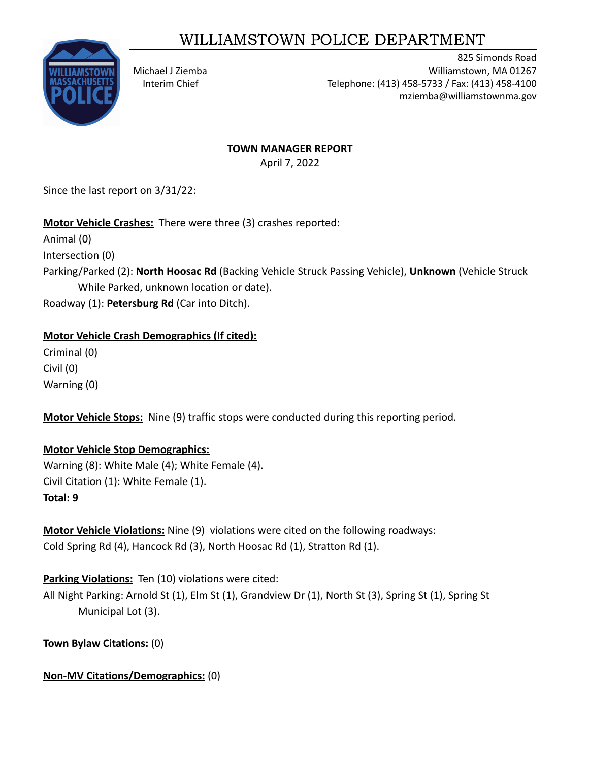# WILLIAMSTOWN POLICE DEPARTMENT

Michael J Ziemba
Interim Chief

825 Simonds Road
Williamstown, MA 01267
Telephone: (413) 458-5733 / Fax: (413) 458-4100
mziemba@williamstownma.gov

**TOWN MANAGER REPORT**
April 7, 2022

Since the last report on 3/31/22:

**Motor Vehicle Crashes:** There were three (3) crashes reported:
Animal (0)
Intersection (0)
Parking/Parked (2): **North Hoosac Rd** (Backing Vehicle Struck Passing Vehicle), **Unknown** (Vehicle Struck While Parked, unknown location or date).
Roadway (1): **Petersburg Rd** (Car into Ditch).

**Motor Vehicle Crash Demographics (If cited):**
Criminal (0)
Civil (0)
Warning (0)

**Motor Vehicle Stops:** Nine (9) traffic stops were conducted during this reporting period.

**Motor Vehicle Stop Demographics:**
Warning (8): White Male (4); White Female (4).
Civil Citation (1): White Female (1).
**Total: 9**

**Motor Vehicle Violations:** Nine (9) violations were cited on the following roadways:
Cold Spring Rd (4), Hancock Rd (3), North Hoosac Rd (1), Stratton Rd (1).

**Parking Violations:** Ten (10) violations were cited:
All Night Parking: Arnold St (1), Elm St (1), Grandview Dr (1), North St (3), Spring St (1), Spring St Municipal Lot (3).

**Town Bylaw Citations:** (0)

**Non-MV Citations/Demographics:** (0)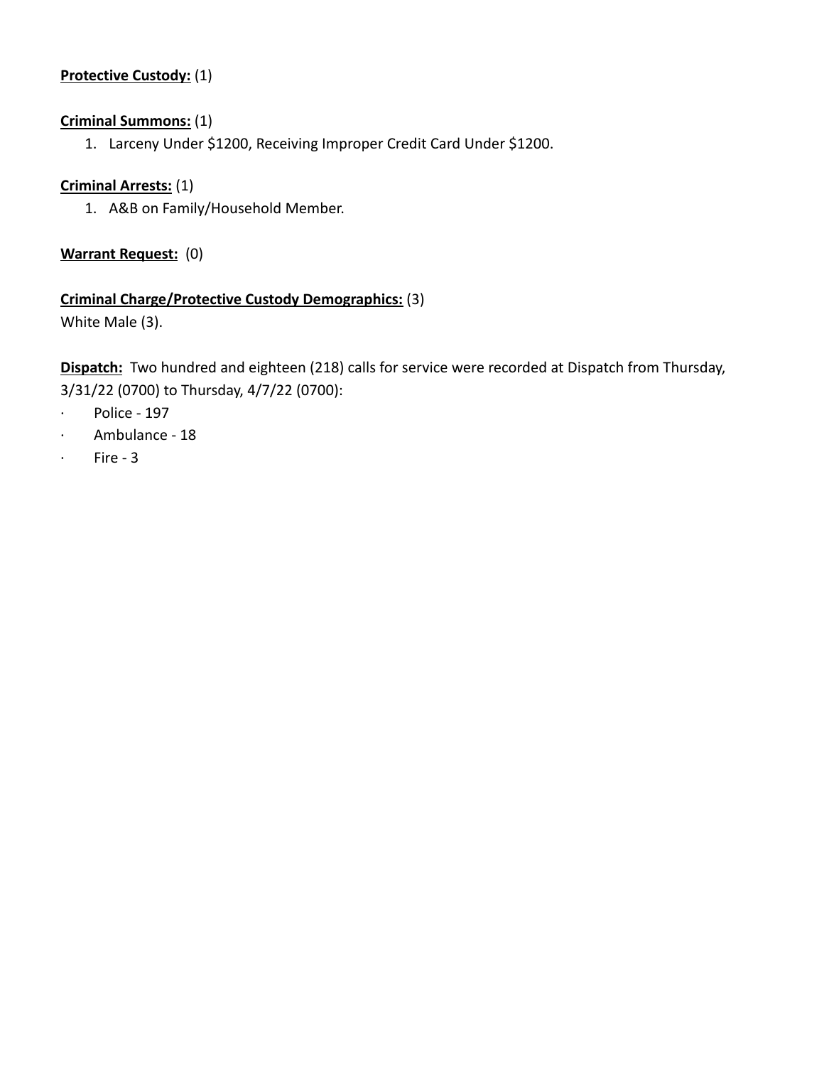**<u>Protective Custody:</u>** (1)

**<u>Criminal Summons:</u>** (1)

1. Larceny Under $1200, Receiving Improper Credit Card Under $1200.

**<u>Criminal Arrests:</u>** (1)

1. A&B on Family/Household Member.

**<u>Warrant Request:</u>** (0)

**<u>Criminal Charge/Protective Custody Demographics:</u>** (3)
White Male (3).

**<u>Dispatch:</u>** Two hundred and eighteen (218) calls for service were recorded at Dispatch from Thursday, 3/31/22 (0700) to Thursday, 4/7/22 (0700):

- Police - 197
- Ambulance - 18
- Fire - 3